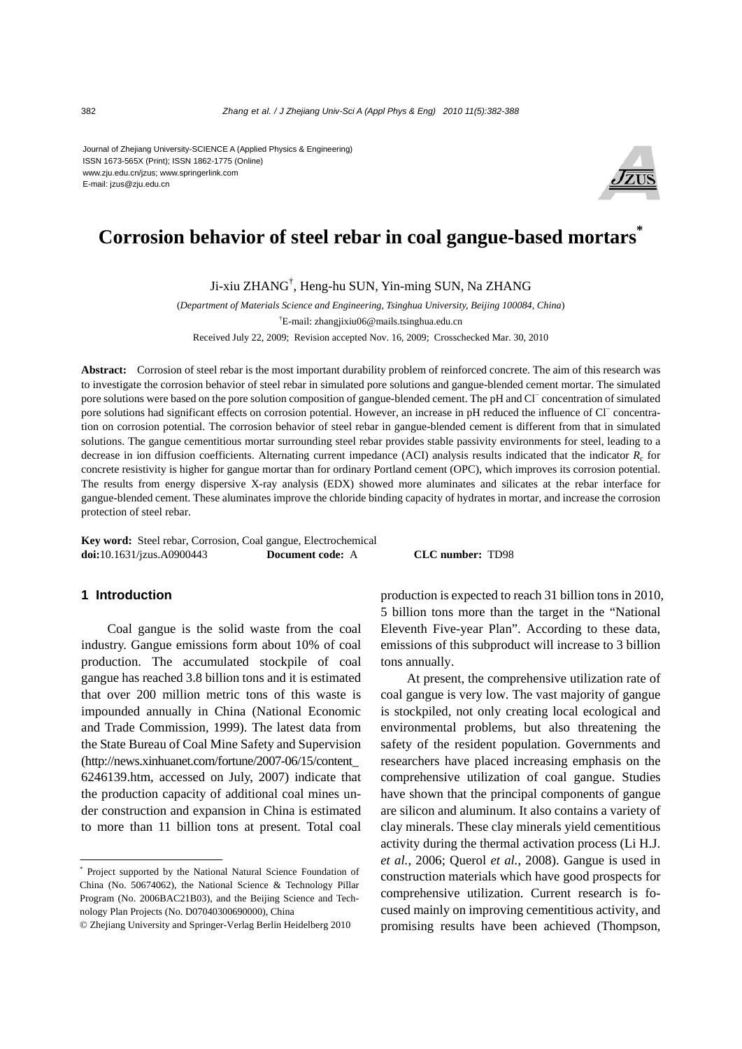Journal of Zhejiang University-SCIENCE A (Applied Physics & Engineering)
ISSN 1673-565X (Print); ISSN 1862-1775 (Online)
www.zju.edu.cn/jzus; www.springerlink.com
E-mail: jzus@zju.edu.cn

# Corrosion behavior of steel rebar in coal gangue-based mortars*

Ji-xiu ZHANG†, Heng-hu SUN, Yin-ming SUN, Na ZHANG

(*Department of Materials Science and Engineering, Tsinghua University, Beijing 100084, China*)

†E-mail: zhangjixiu06@mails.tsinghua.edu.cn

Received July 22, 2009; Revision accepted Nov. 16, 2009; Crosschecked Mar. 30, 2010

**Abstract:** Corrosion of steel rebar is the most important durability problem of reinforced concrete. The aim of this research was to investigate the corrosion behavior of steel rebar in simulated pore solutions and gangue-blended cement mortar. The simulated pore solutions were based on the pore solution composition of gangue-blended cement. The pH and $Cl^-$ concentration of simulated pore solutions had significant effects on corrosion potential. However, an increase in pH reduced the influence of $Cl^-$ concentration on corrosion potential. The corrosion behavior of steel rebar in gangue-blended cement is different from that in simulated solutions. The gangue cementitious mortar surrounding steel rebar provides stable passivity environments for steel, leading to a decrease in ion diffusion coefficients. Alternating current impedance (ACI) analysis results indicated that the indicator $R_c$ for concrete resistivity is higher for gangue mortar than for ordinary Portland cement (OPC), which improves its corrosion potential. The results from energy dispersive X-ray analysis (EDX) showed more aluminates and silicates at the rebar interface for gangue-blended cement. These aluminates improve the chloride binding capacity of hydrates in mortar, and increase the corrosion protection of steel rebar.

**Key word:** Steel rebar, Corrosion, Coal gangue, Electrochemical
**doi:**10.1631/jzus.A0900443 **Document code:** A **CLC number:** TD98

## 1 Introduction

Coal gangue is the solid waste from the coal industry. Gangue emissions form about 10% of coal production. The accumulated stockpile of coal gangue has reached 3.8 billion tons and it is estimated that over 200 million metric tons of this waste is impounded annually in China (National Economic and Trade Commission, 1999). The latest data from the State Bureau of Coal Mine Safety and Supervision (http://news.xinhuanet.com/fortune/2007-06/15/content_6246139.htm, accessed on July, 2007) indicate that the production capacity of additional coal mines under construction and expansion in China is estimated to more than 11 billion tons at present. Total coal production is expected to reach 31 billion tons in 2010, 5 billion tons more than the target in the "National Eleventh Five-year Plan". According to these data, emissions of this subproduct will increase to 3 billion tons annually.

At present, the comprehensive utilization rate of coal gangue is very low. The vast majority of gangue is stockpiled, not only creating local ecological and environmental problems, but also threatening the safety of the resident population. Governments and researchers have placed increasing emphasis on the comprehensive utilization of coal gangue. Studies have shown that the principal components of gangue are silicon and aluminum. It also contains a variety of clay minerals. These clay minerals yield cementitious activity during the thermal activation process (Li H.J. *et al.*, 2006; Querol *et al.*, 2008). Gangue is used in construction materials which have good prospects for comprehensive utilization. Current research is focused mainly on improving cementitious activity, and promising results have been achieved (Thompson,

---

* Project supported by the National Natural Science Foundation of China (No. 50674062), the National Science & Technology Pillar Program (No. 2006BAC21B03), and the Beijing Science and Technology Plan Projects (No. D07040300690000), China

© Zhejiang University and Springer-Verlag Berlin Heidelberg 2010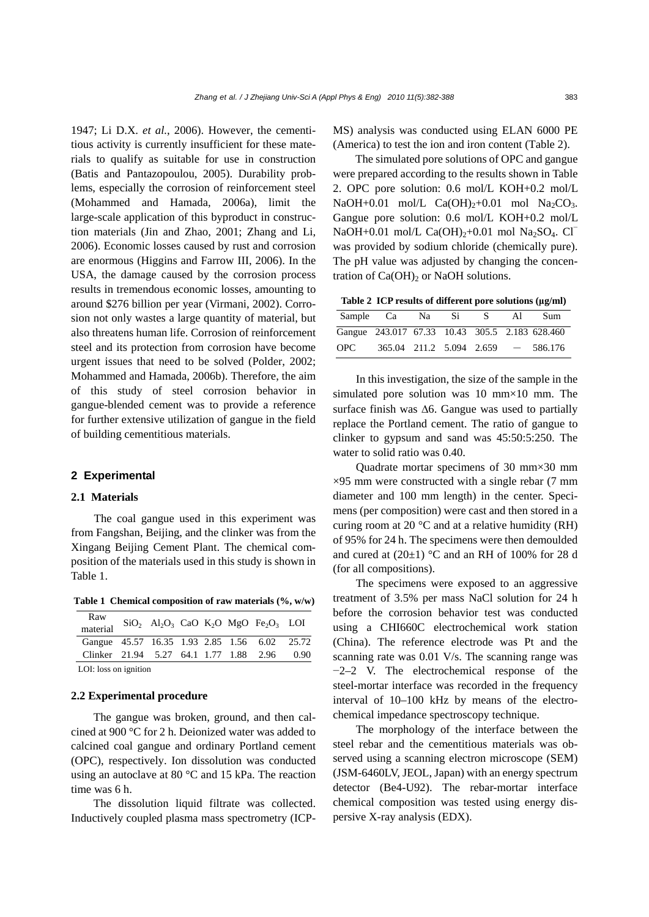1947; Li D.X. *et al.*, 2006). However, the cementitious activity is currently insufficient for these materials to qualify as suitable for use in construction (Batis and Pantazopoulou, 2005). Durability problems, especially the corrosion of reinforcement steel (Mohammed and Hamada, 2006a), limit the large-scale application of this byproduct in construction materials (Jin and Zhao, 2001; Zhang and Li, 2006). Economic losses caused by rust and corrosion are enormous (Higgins and Farrow III, 2006). In the USA, the damage caused by the corrosion process results in tremendous economic losses, amounting to around \$276 billion per year (Virmani, 2002). Corrosion not only wastes a large quantity of material, but also threatens human life. Corrosion of reinforcement steel and its protection from corrosion have become urgent issues that need to be solved (Polder, 2002; Mohammed and Hamada, 2006b). Therefore, the aim of this study of steel corrosion behavior in gangue-blended cement was to provide a reference for further extensive utilization of gangue in the field of building cementitious materials.

## 2 Experimental

### 2.1 Materials

The coal gangue used in this experiment was from Fangshan, Beijing, and the clinker was from the Xingang Beijing Cement Plant. The chemical composition of the materials used in this study is shown in Table 1.

**Table 1 Chemical composition of raw materials (%, w/w)**

| Raw material | $SiO_2$ | $Al_2O_3$ | CaO | $K_2O$ | MgO | $Fe_2O_3$ | LOI |
|---|---|---|---|---|---|---|---|
| Gangue | 45.57 | 16.35 | 1.93 | 2.85 | 1.56 | 6.02 | 25.72 |
| Clinker | 21.94 | 5.27 | 64.1 | 1.77 | 1.88 | 2.96 | 0.90 |

LOI: loss on ignition

### 2.2 Experimental procedure

The gangue was broken, ground, and then calcined at 900 °C for 2 h. Deionized water was added to calcined coal gangue and ordinary Portland cement (OPC), respectively. Ion dissolution was conducted using an autoclave at 80 °C and 15 kPa. The reaction time was 6 h.

The dissolution liquid filtrate was collected. Inductively coupled plasma mass spectrometry (ICP-MS) analysis was conducted using ELAN 6000 PE (America) to test the ion and iron content (Table 2).

The simulated pore solutions of OPC and gangue were prepared according to the results shown in Table 2. OPC pore solution: 0.6 mol/L KOH+0.2 mol/L NaOH+0.01 mol/L $Ca(OH)_2$+0.01 mol $Na_2CO_3$. Gangue pore solution: 0.6 mol/L KOH+0.2 mol/L NaOH+0.01 mol/L $Ca(OH)_2$+0.01 mol $Na_2SO_4$. $Cl^-$ was provided by sodium chloride (chemically pure). The pH value was adjusted by changing the concentration of $Ca(OH)_2$ or NaOH solutions.

**Table 2 ICP results of different pore solutions (μg/ml)**

| Sample | Ca | Na | Si | S | Al | Sum |
|---|---|---|---|---|---|---|
| Gangue | 243.017 | 67.33 | 10.43 | 305.5 | 2.183 | 628.460 |
| OPC | 365.04 | 211.2 | 5.094 | 2.659 | – | 586.176 |

In this investigation, the size of the sample in the simulated pore solution was 10 mm×10 mm. The surface finish was Δ6. Gangue was used to partially replace the Portland cement. The ratio of gangue to clinker to gypsum and sand was 45:50:5:250. The water to solid ratio was 0.40.

Quadrate mortar specimens of 30 mm×30 mm ×95 mm were constructed with a single rebar (7 mm diameter and 100 mm length) in the center. Specimens (per composition) were cast and then stored in a curing room at 20 °C and at a relative humidity (RH) of 95% for 24 h. The specimens were then demoulded and cured at (20±1) °C and an RH of 100% for 28 d (for all compositions).

The specimens were exposed to an aggressive treatment of 3.5% per mass NaCl solution for 24 h before the corrosion behavior test was conducted using a CHI660C electrochemical work station (China). The reference electrode was Pt and the scanning rate was 0.01 V/s. The scanning range was −2–2 V. The electrochemical response of the steel-mortar interface was recorded in the frequency interval of 10–100 kHz by means of the electrochemical impedance spectroscopy technique.

The morphology of the interface between the steel rebar and the cementitious materials was observed using a scanning electron microscope (SEM) (JSM-6460LV, JEOL, Japan) with an energy spectrum detector (Be4-U92). The rebar-mortar interface chemical composition was tested using energy dispersive X-ray analysis (EDX).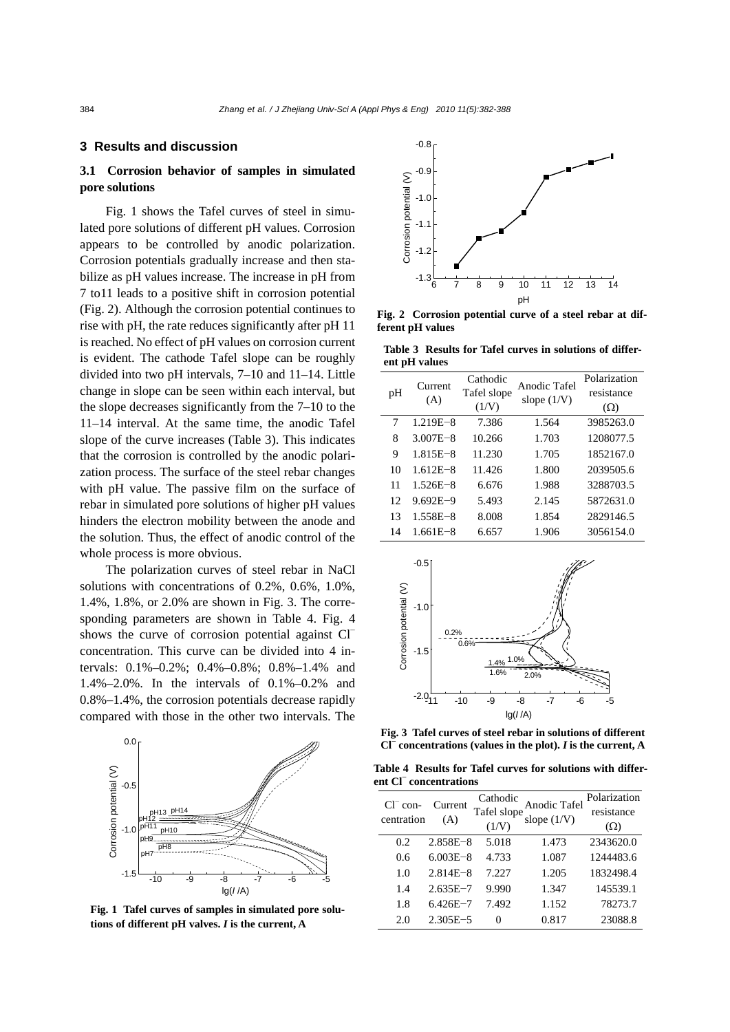## 3 Results and discussion

### 3.1 Corrosion behavior of samples in simulated pore solutions

Fig. 1 shows the Tafel curves of steel in simulated pore solutions of different pH values. Corrosion appears to be controlled by anodic polarization. Corrosion potentials gradually increase and then stabilize as pH values increase. The increase in pH from 7 to11 leads to a positive shift in corrosion potential (Fig. 2). Although the corrosion potential continues to rise with pH, the rate reduces significantly after pH 11 is reached. No effect of pH values on corrosion current is evident. The cathode Tafel slope can be roughly divided into two pH intervals, 7–10 and 11–14. Little change in slope can be seen within each interval, but the slope decreases significantly from the 7–10 to the 11–14 interval. At the same time, the anodic Tafel slope of the curve increases (Table 3). This indicates that the corrosion is controlled by the anodic polarization process. The surface of the steel rebar changes with pH value. The passive film on the surface of rebar in simulated pore solutions of higher pH values hinders the electron mobility between the anode and the solution. Thus, the effect of anodic control of the whole process is more obvious.

The polarization curves of steel rebar in NaCl solutions with concentrations of 0.2%, 0.6%, 1.0%, 1.4%, 1.8%, or 2.0% are shown in Fig. 3. The corresponding parameters are shown in Table 4. Fig. 4 shows the curve of corrosion potential against $Cl^-$ concentration. This curve can be divided into 4 intervals: 0.1%–0.2%; 0.4%–0.8%; 0.8%–1.4% and 1.4%–2.0%. In the intervals of 0.1%–0.2% and 0.8%–1.4%, the corrosion potentials decrease rapidly compared with those in the other two intervals. The

**Fig. 1 Tafel curves of samples in simulated pore solutions of different pH valves. *I* is the current, A**

**Fig. 2 Corrosion potential curve of a steel rebar at different pH values**

**Table 3 Results for Tafel curves in solutions of different pH values**

| pH | Current (A) | Cathodic Tafel slope (1/V) | Anodic Tafel slope (1/V) | Polarization resistance (Ω) |
|---|---|---|---|---|
| 7 | 1.219E−8 | 7.386 | 1.564 | 3985263.0 |
| 8 | 3.007E−8 | 10.266 | 1.703 | 1208077.5 |
| 9 | 1.815E−8 | 11.230 | 1.705 | 1852167.0 |
| 10 | 1.612E−8 | 11.426 | 1.800 | 2039505.6 |
| 11 | 1.526E−8 | 6.676 | 1.988 | 3288703.5 |
| 12 | 9.692E−9 | 5.493 | 2.145 | 5872631.0 |
| 13 | 1.558E−8 | 8.008 | 1.854 | 2829146.5 |
| 14 | 1.661E−8 | 6.657 | 1.906 | 3056154.0 |

**Fig. 3 Tafel curves of steel rebar in solutions of different $Cl^-$ concentrations (values in the plot). *I* is the current, A**

**Table 4 Results for Tafel curves for solutions with different $Cl^-$ concentrations**

| $Cl^-$ concentration | Current (A) | Cathodic Tafel slope (1/V) | Anodic Tafel slope (1/V) | Polarization resistance (Ω) |
|---|---|---|---|---|
| 0.2 | 2.858E−8 | 5.018 | 1.473 | 2343620.0 |
| 0.6 | 6.003E−8 | 4.733 | 1.087 | 1244483.6 |
| 1.0 | 2.814E−8 | 7.227 | 1.205 | 1832498.4 |
| 1.4 | 2.635E−7 | 9.990 | 1.347 | 145539.1 |
| 1.8 | 6.426E−7 | 7.492 | 1.152 | 78273.7 |
| 2.0 | 2.305E−5 | 0 | 0.817 | 23088.8 |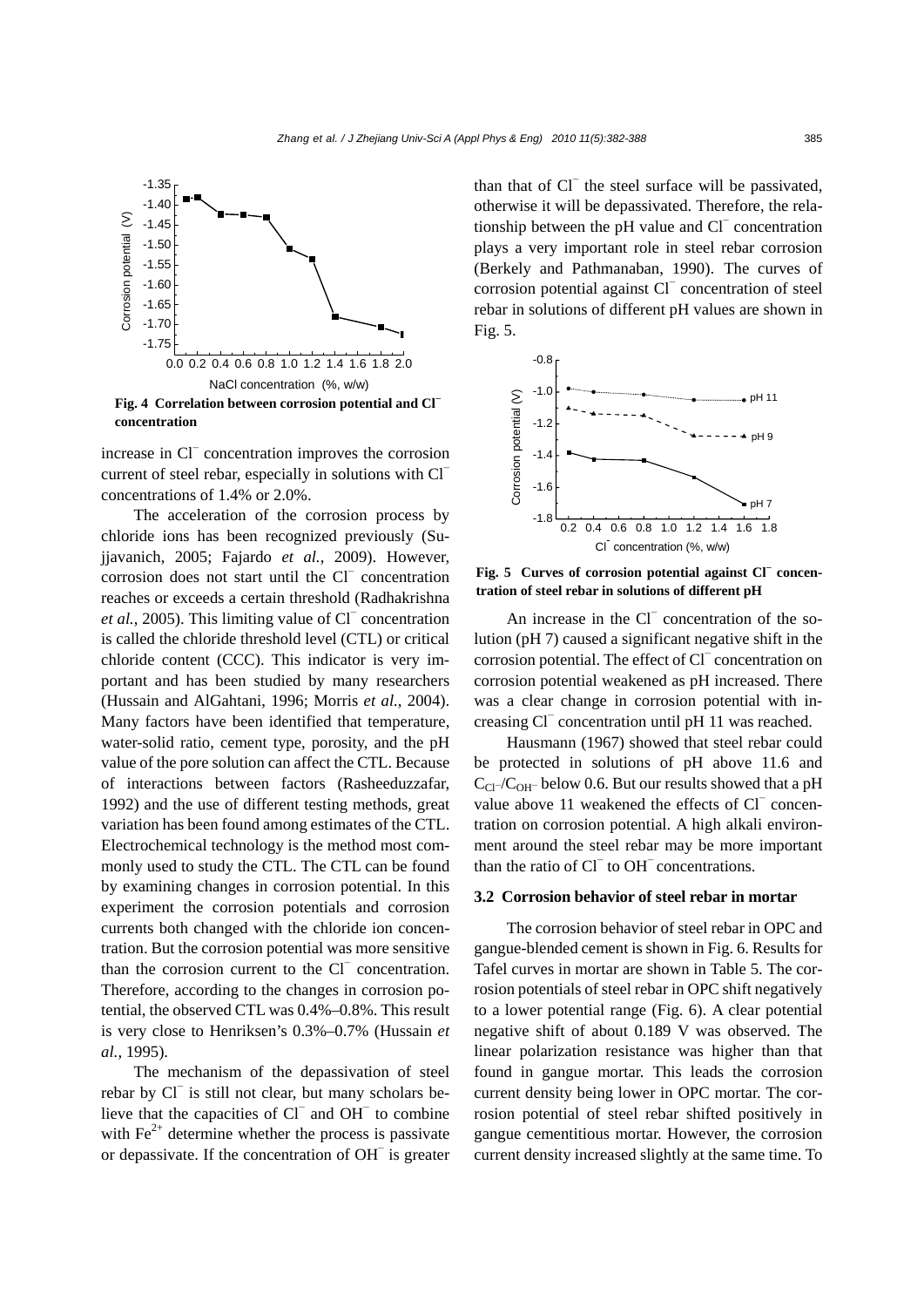**Fig. 4 Correlation between corrosion potential and $Cl^-$ concentration**

increase in $Cl^-$ concentration improves the corrosion current of steel rebar, especially in solutions with $Cl^-$ concentrations of 1.4% or 2.0%.

The acceleration of the corrosion process by chloride ions has been recognized previously (Sujjavanich, 2005; Fajardo *et al.*, 2009). However, corrosion does not start until the $Cl^-$ concentration reaches or exceeds a certain threshold (Radhakrishna *et al.*, 2005). This limiting value of $Cl^-$ concentration is called the chloride threshold level (CTL) or critical chloride content (CCC). This indicator is very important and has been studied by many researchers (Hussain and AlGahtani, 1996; Morris *et al.*, 2004). Many factors have been identified that temperature, water-solid ratio, cement type, porosity, and the pH value of the pore solution can affect the CTL. Because of interactions between factors (Rasheeduzzafar, 1992) and the use of different testing methods, great variation has been found among estimates of the CTL. Electrochemical technology is the method most commonly used to study the CTL. The CTL can be found by examining changes in corrosion potential. In this experiment the corrosion potentials and corrosion currents both changed with the chloride ion concentration. But the corrosion potential was more sensitive than the corrosion current to the $Cl^-$ concentration. Therefore, according to the changes in corrosion potential, the observed CTL was 0.4%–0.8%. This result is very close to Henriksen's 0.3%–0.7% (Hussain *et al.*, 1995).

The mechanism of the depassivation of steel rebar by $Cl^-$ is still not clear, but many scholars believe that the capacities of $Cl^-$ and $OH^-$ to combine with $Fe^{2+}$ determine whether the process is passivate or depassivate. If the concentration of $OH^-$ is greater than that of $Cl^-$ the steel surface will be passivated, otherwise it will be depassivated. Therefore, the relationship between the pH value and $Cl^-$ concentration plays a very important role in steel rebar corrosion (Berkely and Pathmanaban, 1990). The curves of corrosion potential against $Cl^-$ concentration of steel rebar in solutions of different pH values are shown in Fig. 5.

**Fig. 5 Curves of corrosion potential against $Cl^-$ concentration of steel rebar in solutions of different pH**

An increase in the $Cl^-$ concentration of the solution (pH 7) caused a significant negative shift in the corrosion potential. The effect of $Cl^-$ concentration on corrosion potential weakened as pH increased. There was a clear change in corrosion potential with increasing $Cl^-$ concentration until pH 11 was reached.

Hausmann (1967) showed that steel rebar could be protected in solutions of pH above 11.6 and $C_{Cl^-}/C_{OH^-}$ below 0.6. But our results showed that a pH value above 11 weakened the effects of $Cl^-$ concentration on corrosion potential. A high alkali environment around the steel rebar may be more important than the ratio of $Cl^-$ to $OH^-$ concentrations.

### 3.2 Corrosion behavior of steel rebar in mortar

The corrosion behavior of steel rebar in OPC and gangue-blended cement is shown in Fig. 6. Results for Tafel curves in mortar are shown in Table 5. The corrosion potentials of steel rebar in OPC shift negatively to a lower potential range (Fig. 6). A clear potential negative shift of about 0.189 V was observed. The linear polarization resistance was higher than that found in gangue mortar. This leads the corrosion current density being lower in OPC mortar. The corrosion potential of steel rebar shifted positively in gangue cementitious mortar. However, the corrosion current density increased slightly at the same time. To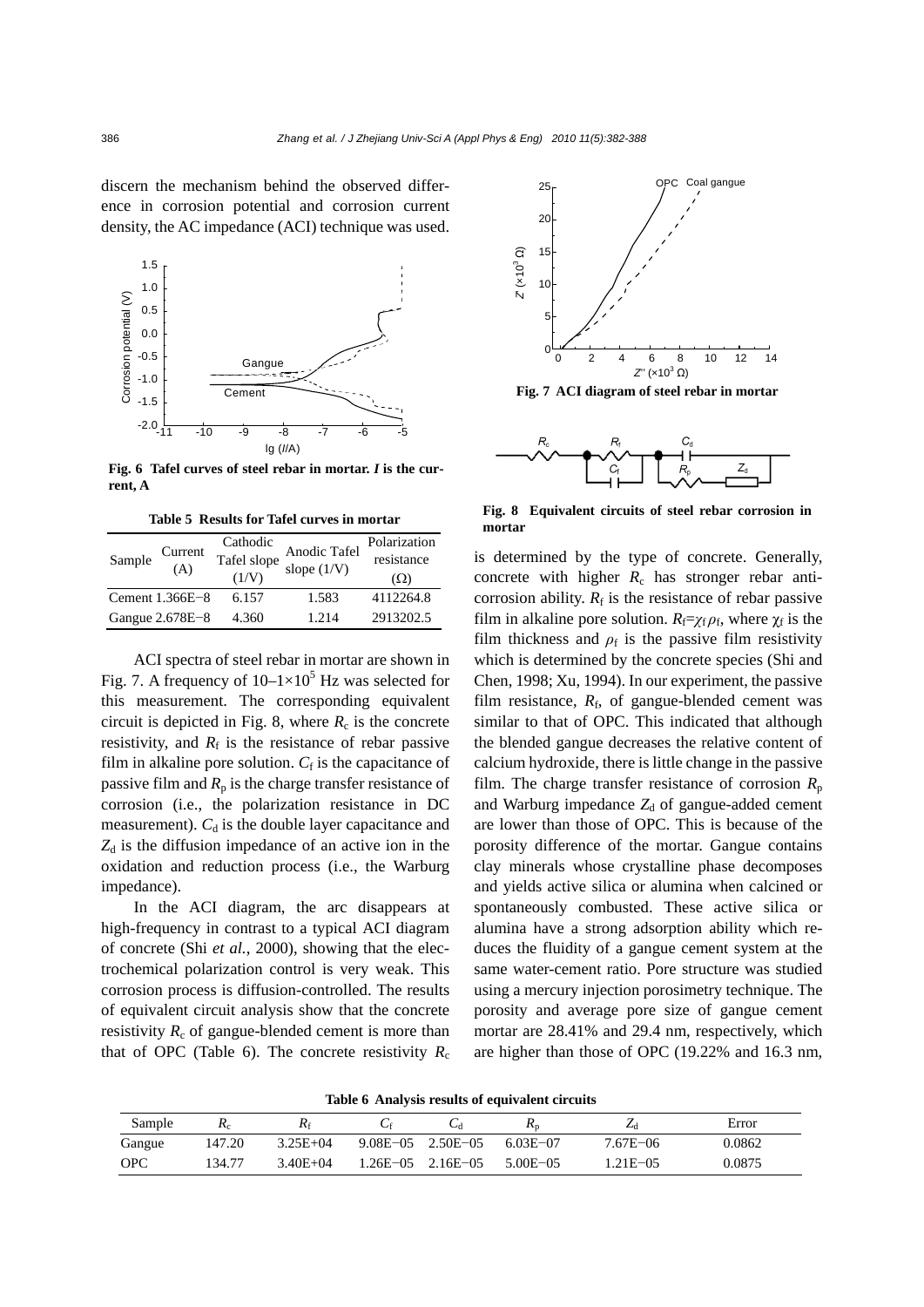discern the mechanism behind the observed difference in corrosion potential and corrosion current density, the AC impedance (ACI) technique was used.

**Fig. 6 Tafel curves of steel rebar in mortar. *I* is the current, A**

**Table 5 Results for Tafel curves in mortar**

| Sample | Current (A) | Cathodic Tafel slope (1/V) | Anodic Tafel slope (1/V) | Polarization resistance (Ω) |
|---|---|---|---|---|
| Cement | 1.366E−8 | 6.157 | 1.583 | 4112264.8 |
| Gangue | 2.678E−8 | 4.360 | 1.214 | 2913202.5 |

ACI spectra of steel rebar in mortar are shown in Fig. 7. A frequency of $10$–$1\times10^5$ Hz was selected for this measurement. The corresponding equivalent circuit is depicted in Fig. 8, where $R_c$ is the concrete resistivity, and $R_f$ is the resistance of rebar passive film in alkaline pore solution. $C_f$ is the capacitance of passive film and $R_p$ is the charge transfer resistance of corrosion (i.e., the polarization resistance in DC measurement). $C_d$ is the double layer capacitance and $Z_d$ is the diffusion impedance of an active ion in the oxidation and reduction process (i.e., the Warburg impedance).

In the ACI diagram, the arc disappears at high-frequency in contrast to a typical ACI diagram of concrete (Shi *et al.*, 2000), showing that the electrochemical polarization control is very weak. This corrosion process is diffusion-controlled. The results of equivalent circuit analysis show that the concrete resistivity $R_c$ of gangue-blended cement is more than that of OPC (Table 6). The concrete resistivity $R_c$

**Fig. 7 ACI diagram of steel rebar in mortar**

**Fig. 8 Equivalent circuits of steel rebar corrosion in mortar**

is determined by the type of concrete. Generally, concrete with higher $R_c$ has stronger rebar anti-corrosion ability. $R_f$ is the resistance of rebar passive film in alkaline pore solution. $R_f=\chi_f\rho_f$, where $\chi_f$ is the film thickness and $\rho_f$ is the passive film resistivity which is determined by the concrete species (Shi and Chen, 1998; Xu, 1994). In our experiment, the passive film resistance, $R_f$, of gangue-blended cement was similar to that of OPC. This indicated that although the blended gangue decreases the relative content of calcium hydroxide, there is little change in the passive film. The charge transfer resistance of corrosion $R_p$ and Warburg impedance $Z_d$ of gangue-added cement are lower than those of OPC. This is because of the porosity difference of the mortar. Gangue contains clay minerals whose crystalline phase decomposes and yields active silica or alumina when calcined or spontaneously combusted. These active silica or alumina have a strong adsorption ability which reduces the fluidity of a gangue cement system at the same water-cement ratio. Pore structure was studied using a mercury injection porosimetry technique. The porosity and average pore size of gangue cement mortar are 28.41% and 29.4 nm, respectively, which are higher than those of OPC (19.22% and 16.3 nm,

**Table 6 Analysis results of equivalent circuits**

| Sample | $R_c$ | $R_f$ | $C_f$ | $C_d$ | $R_p$ | $Z_d$ | Error |
|---|---|---|---|---|---|---|---|
| Gangue | 147.20 | 3.25E+04 | 9.08E−05 | 2.50E−05 | 6.03E−07 | 7.67E−06 | 0.0862 |
| OPC | 134.77 | 3.40E+04 | 1.26E−05 | 2.16E−05 | 5.00E−05 | 1.21E−05 | 0.0875 |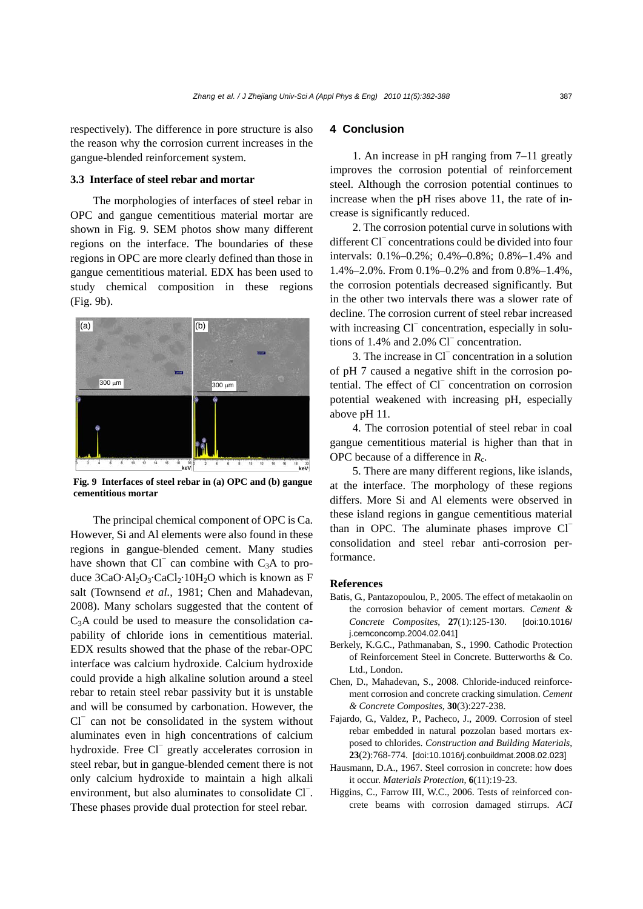respectively). The difference in pore structure is also the reason why the corrosion current increases in the gangue-blended reinforcement system.

### 3.3 Interface of steel rebar and mortar

The morphologies of interfaces of steel rebar in OPC and gangue cementitious material mortar are shown in Fig. 9. SEM photos show many different regions on the interface. The boundaries of these regions in OPC are more clearly defined than those in gangue cementitious material. EDX has been used to study chemical composition in these regions (Fig. 9b).

**Fig. 9 Interfaces of steel rebar in (a) OPC and (b) gangue cementitious mortar**

The principal chemical component of OPC is Ca. However, Si and Al elements were also found in these regions in gangue-blended cement. Many studies have shown that $Cl^-$ can combine with $C_3A$ to produce $3CaO{\cdot}Al_2O_3{\cdot}CaCl_2{\cdot}10H_2O$ which is known as F salt (Townsend *et al.*, 1981; Chen and Mahadevan, 2008). Many scholars suggested that the content of $C_3A$ could be used to measure the consolidation capability of chloride ions in cementitious material. EDX results showed that the phase of the rebar-OPC interface was calcium hydroxide. Calcium hydroxide could provide a high alkaline solution around a steel rebar to retain steel rebar passivity but it is unstable and will be consumed by carbonation. However, the $Cl^-$ can not be consolidated in the system without aluminates even in high concentrations of calcium hydroxide. Free $Cl^-$ greatly accelerates corrosion in steel rebar, but in gangue-blended cement there is not only calcium hydroxide to maintain a high alkali environment, but also aluminates to consolidate $Cl^-$. These phases provide dual protection for steel rebar.

## 4 Conclusion

1. An increase in pH ranging from 7–11 greatly improves the corrosion potential of reinforcement steel. Although the corrosion potential continues to increase when the pH rises above 11, the rate of increase is significantly reduced.

2. The corrosion potential curve in solutions with different $Cl^-$ concentrations could be divided into four intervals: 0.1%–0.2%; 0.4%–0.8%; 0.8%–1.4% and 1.4%–2.0%. From 0.1%–0.2% and from 0.8%–1.4%, the corrosion potentials decreased significantly. But in the other two intervals there was a slower rate of decline. The corrosion current of steel rebar increased with increasing $Cl^-$ concentration, especially in solutions of 1.4% and 2.0% $Cl^-$ concentration.

3. The increase in $Cl^-$ concentration in a solution of pH 7 caused a negative shift in the corrosion potential. The effect of $Cl^-$ concentration on corrosion potential weakened with increasing pH, especially above pH 11.

4. The corrosion potential of steel rebar in coal gangue cementitious material is higher than that in OPC because of a difference in $R_c$.

5. There are many different regions, like islands, at the interface. The morphology of these regions differs. More Si and Al elements were observed in these island regions in gangue cementitious material than in OPC. The aluminate phases improve $Cl^-$ consolidation and steel rebar anti-corrosion performance.

## References

Batis, G., Pantazopoulou, P., 2005. The effect of metakaolin on the corrosion behavior of cement mortars. *Cement & Concrete Composites*, **27**(1):125-130. [doi:10.1016/j.cemconcomp.2004.02.041]

Berkely, K.G.C., Pathmanaban, S., 1990. Cathodic Protection of Reinforcement Steel in Concrete. Butterworths & Co. Ltd., London.

Chen, D., Mahadevan, S., 2008. Chloride-induced reinforcement corrosion and concrete cracking simulation. *Cement & Concrete Composites*, **30**(3):227-238.

Fajardo, G., Valdez, P., Pacheco, J., 2009. Corrosion of steel rebar embedded in natural pozzolan based mortars exposed to chlorides. *Construction and Building Materials*, **23**(2):768-774. [doi:10.1016/j.conbuildmat.2008.02.023]

Hausmann, D.A., 1967. Steel corrosion in concrete: how does it occur. *Materials Protection*, **6**(11):19-23.

Higgins, C., Farrow III, W.C., 2006. Tests of reinforced concrete beams with corrosion damaged stirrups. *ACI*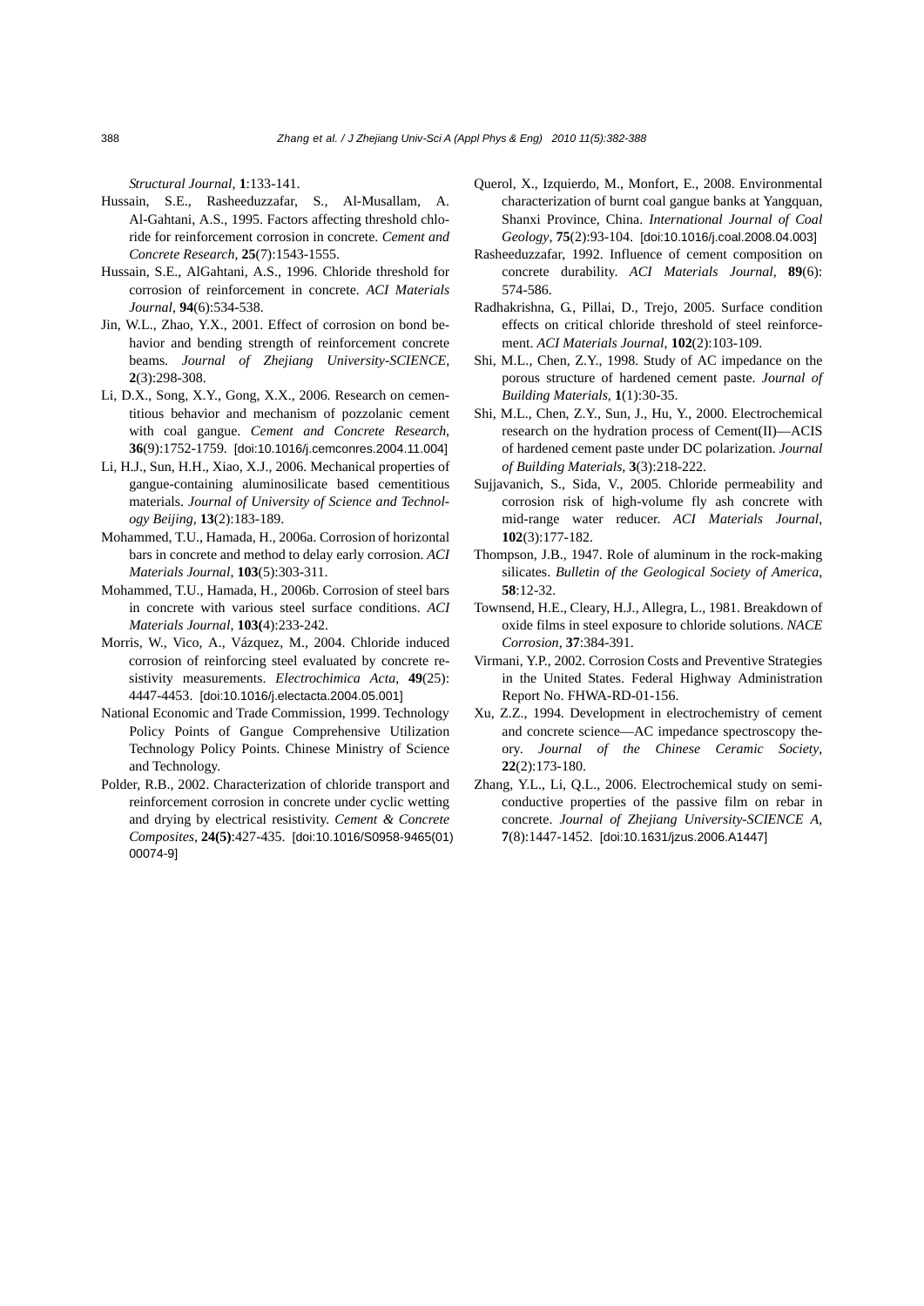*Structural Journal*, **1**:133-141.

Hussain, S.E., Rasheeduzzafar, S., Al-Musallam, A. Al-Gahtani, A.S., 1995. Factors affecting threshold chloride for reinforcement corrosion in concrete. *Cement and Concrete Research*, **25**(7):1543-1555.

Hussain, S.E., AlGahtani, A.S., 1996. Chloride threshold for corrosion of reinforcement in concrete. *ACI Materials Journal*, **94**(6):534-538.

Jin, W.L., Zhao, Y.X., 2001. Effect of corrosion on bond behavior and bending strength of reinforcement concrete beams. *Journal of Zhejiang University-SCIENCE*, **2**(3):298-308.

Li, D.X., Song, X.Y., Gong, X.X., 2006. Research on cementitious behavior and mechanism of pozzolanic cement with coal gangue. *Cement and Concrete Research*, **36**(9):1752-1759. [doi:10.1016/j.cemconres.2004.11.004]

Li, H.J., Sun, H.H., Xiao, X.J., 2006. Mechanical properties of gangue-containing aluminosilicate based cementitious materials. *Journal of University of Science and Technology Beijing*, **13**(2):183-189.

Mohammed, T.U., Hamada, H., 2006a. Corrosion of horizontal bars in concrete and method to delay early corrosion. *ACI Materials Journal*, **103**(5):303-311.

Mohammed, T.U., Hamada, H., 2006b. Corrosion of steel bars in concrete with various steel surface conditions. *ACI Materials Journal*, **103(**4):233-242.

Morris, W., Vico, A., Vázquez, M., 2004. Chloride induced corrosion of reinforcing steel evaluated by concrete resistivity measurements. *Electrochimica Acta*, **49**(25): 4447-4453. [doi:10.1016/j.electacta.2004.05.001]

National Economic and Trade Commission, 1999. Technology Policy Points of Gangue Comprehensive Utilization Technology Policy Points. Chinese Ministry of Science and Technology.

Polder, R.B., 2002. Characterization of chloride transport and reinforcement corrosion in concrete under cyclic wetting and drying by electrical resistivity. *Cement & Concrete Composites*, **24(5)**:427-435. [doi:10.1016/S0958-9465(01) 00074-9]

Querol, X., Izquierdo, M., Monfort, E., 2008. Environmental characterization of burnt coal gangue banks at Yangquan, Shanxi Province, China. *International Journal of Coal Geology*, **75**(2):93-104. [doi:10.1016/j.coal.2008.04.003]

Rasheeduzzafar, 1992. Influence of cement composition on concrete durability. *ACI Materials Journal*, **89**(6): 574-586.

Radhakrishna, G., Pillai, D., Trejo, 2005. Surface condition effects on critical chloride threshold of steel reinforcement. *ACI Materials Journal*, **102**(2):103-109.

Shi, M.L., Chen, Z.Y., 1998. Study of AC impedance on the porous structure of hardened cement paste. *Journal of Building Materials*, **1**(1):30-35.

Shi, M.L., Chen, Z.Y., Sun, J., Hu, Y., 2000. Electrochemical research on the hydration process of Cement(II)—ACIS of hardened cement paste under DC polarization. *Journal of Building Materials*, **3**(3):218-222.

Sujjavanich, S., Sida, V., 2005. Chloride permeability and corrosion risk of high-volume fly ash concrete with mid-range water reducer. *ACI Materials Journal*, **102**(3):177-182.

Thompson, J.B., 1947. Role of aluminum in the rock-making silicates. *Bulletin of the Geological Society of America*, **58**:12-32.

Townsend, H.E., Cleary, H.J., Allegra, L., 1981. Breakdown of oxide films in steel exposure to chloride solutions. *NACE Corrosion*, **37**:384-391.

Virmani, Y.P., 2002. Corrosion Costs and Preventive Strategies in the United States. Federal Highway Administration Report No. FHWA-RD-01-156.

Xu, Z.Z., 1994. Development in electrochemistry of cement and concrete science—AC impedance spectroscopy theory. *Journal of the Chinese Ceramic Society*, **22**(2):173-180.

Zhang, Y.L., Li, Q.L., 2006. Electrochemical study on semiconductive properties of the passive film on rebar in concrete. *Journal of Zhejiang University-SCIENCE A*, **7**(8):1447-1452. [doi:10.1631/jzus.2006.A1447]